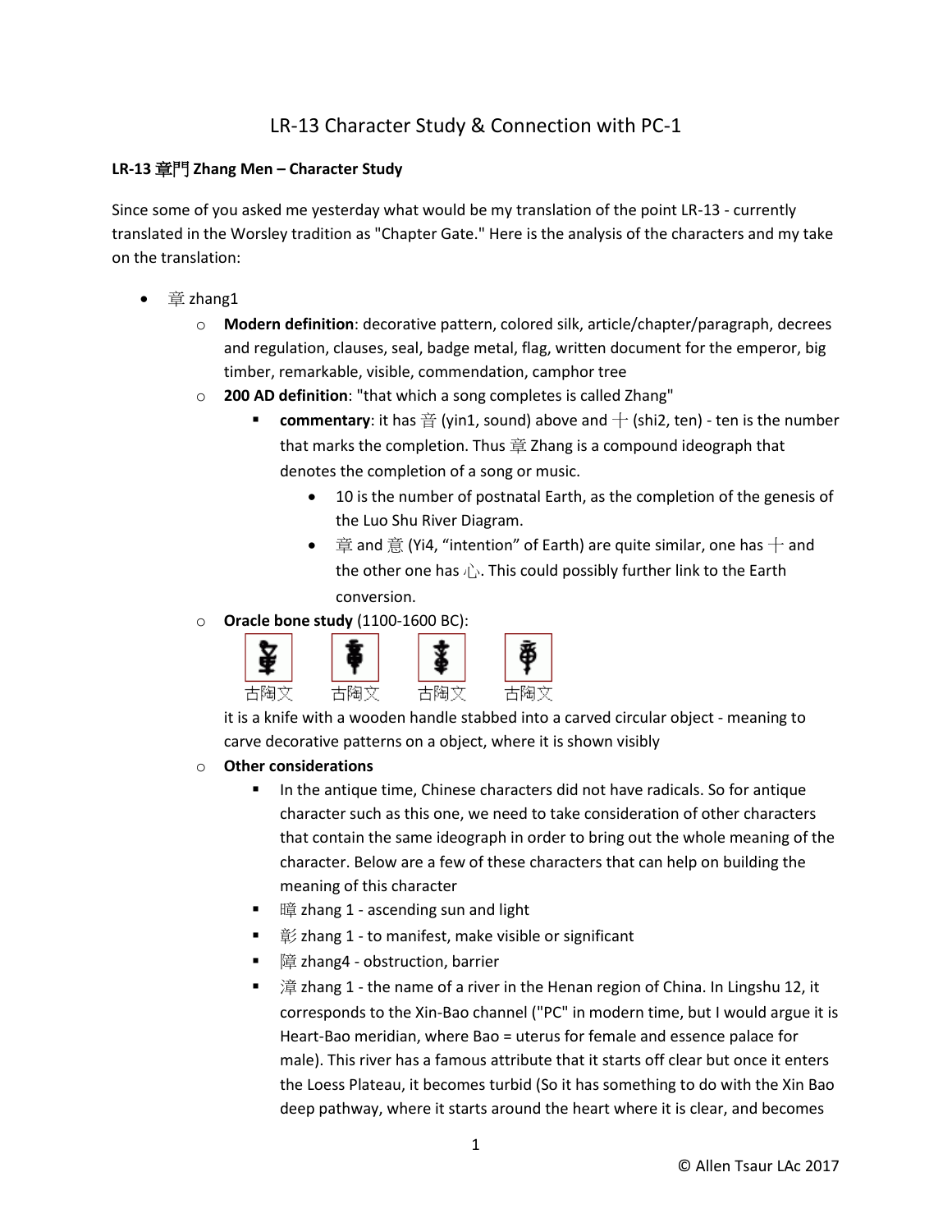# LR-13 Character Study & Connection with PC-1

**LR-13 章門 Zhang Men – Character Study**

Since some of you asked me yesterday what would be my translation of the point LR-13 - currently translated in the Worsley tradition as "Chapter Gate." Here is the analysis of the characters and my take on the translation:

- 章 zhang1
  - **Modern definition**: decorative pattern, colored silk, article/chapter/paragraph, decrees and regulation, clauses, seal, badge metal, flag, written document for the emperor, big timber, remarkable, visible, commendation, camphor tree
  - **200 AD definition**: "that which a song completes is called Zhang"
    - **commentary**: it has 音 (yin1, sound) above and 十 (shi2, ten) - ten is the number that marks the completion. Thus 章 Zhang is a compound ideograph that denotes the completion of a song or music.
      - 10 is the number of postnatal Earth, as the completion of the genesis of the Luo Shu River Diagram.
      - 章 and 意 (Yi4, "intention" of Earth) are quite similar, one has 十 and the other one has 心. This could possibly further link to the Earth conversion.
  - **Oracle bone study** (1100-1600 BC):

    古陶文 古陶文 古陶文 古陶文

    it is a knife with a wooden handle stabbed into a carved circular object - meaning to carve decorative patterns on a object, where it is shown visibly
  - **Other considerations**
    - In the antique time, Chinese characters did not have radicals. So for antique character such as this one, we need to take consideration of other characters that contain the same ideograph in order to bring out the whole meaning of the character. Below are a few of these characters that can help on building the meaning of this character
    - 暲 zhang 1 - ascending sun and light
    - 彰 zhang 1 - to manifest, make visible or significant
    - 障 zhang4 - obstruction, barrier
    - 漳 zhang 1 - the name of a river in the Henan region of China. In Lingshu 12, it corresponds to the Xin-Bao channel ("PC" in modern time, but I would argue it is Heart-Bao meridian, where Bao = uterus for female and essence palace for male). This river has a famous attribute that it starts off clear but once it enters the Loess Plateau, it becomes turbid (So it has something to do with the Xin Bao deep pathway, where it starts around the heart where it is clear, and becomes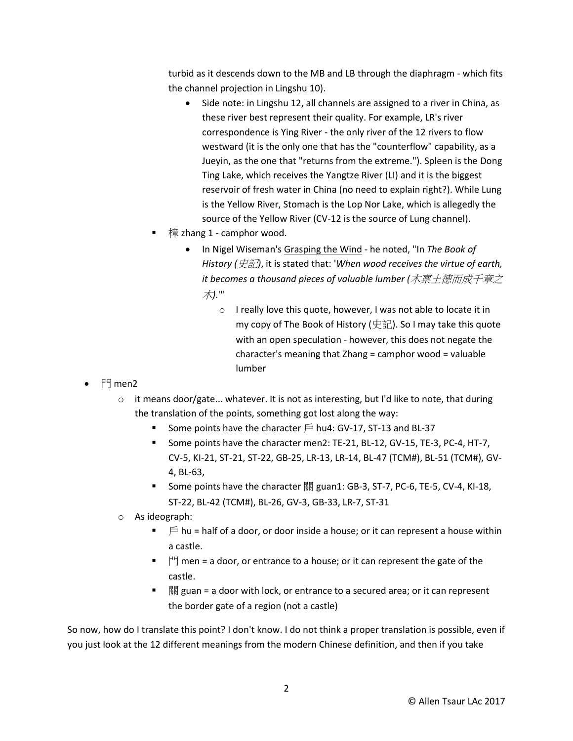turbid as it descends down to the MB and LB through the diaphragm - which fits the channel projection in Lingshu 10).

- Side note: in Lingshu 12, all channels are assigned to a river in China, as these river best represent their quality. For example, LR's river correspondence is Ying River - the only river of the 12 rivers to flow westward (it is the only one that has the "counterflow" capability, as a Jueyin, as the one that "returns from the extreme."). Spleen is the Dong Ting Lake, which receives the Yangtze River (LI) and it is the biggest reservoir of fresh water in China (no need to explain right?). While Lung is the Yellow River, Stomach is the Lop Nor Lake, which is allegedly the source of the Yellow River (CV-12 is the source of Lung channel).

  - 樟 zhang 1 - camphor wood.
    - In Nigel Wiseman's Grasping the Wind - he noted, "In *The Book of History (史記)*, it is stated that: '*When wood receives the virtue of earth, it becomes a thousand pieces of valuable lumber (木稟土德而成千章之木).*'"
      - I really love this quote, however, I was not able to locate it in my copy of The Book of History (史記). So I may take this quote with an open speculation - however, this does not negate the character's meaning that Zhang = camphor wood = valuable lumber

- 門 men2
  - it means door/gate... whatever. It is not as interesting, but I'd like to note, that during the translation of the points, something got lost along the way:
    - Some points have the character 戶 hu4: GV-17, ST-13 and BL-37
    - Some points have the character men2: TE-21, BL-12, GV-15, TE-3, PC-4, HT-7, CV-5, KI-21, ST-21, ST-22, GB-25, LR-13, LR-14, BL-47 (TCM#), BL-51 (TCM#), GV-4, BL-63,
    - Some points have the character 關 guan1: GB-3, ST-7, PC-6, TE-5, CV-4, KI-18, ST-22, BL-42 (TCM#), BL-26, GV-3, GB-33, LR-7, ST-31
  - As ideograph:
    - 戶 hu = half of a door, or door inside a house; or it can represent a house within a castle.
    - 門 men = a door, or entrance to a house; or it can represent the gate of the castle.
    - 關 guan = a door with lock, or entrance to a secured area; or it can represent the border gate of a region (not a castle)

So now, how do I translate this point? I don't know. I do not think a proper translation is possible, even if you just look at the 12 different meanings from the modern Chinese definition, and then if you take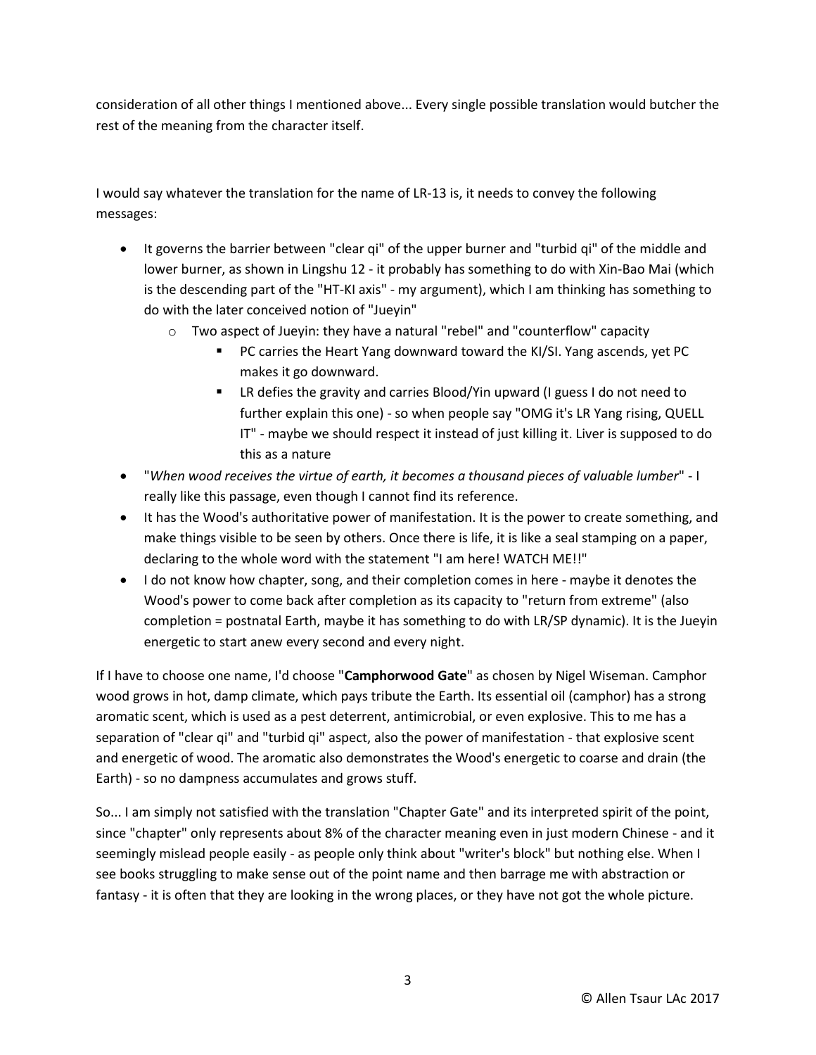consideration of all other things I mentioned above... Every single possible translation would butcher the rest of the meaning from the character itself.

I would say whatever the translation for the name of LR-13 is, it needs to convey the following messages:

- It governs the barrier between "clear qi" of the upper burner and "turbid qi" of the middle and lower burner, as shown in Lingshu 12 - it probably has something to do with Xin-Bao Mai (which is the descending part of the "HT-KI axis" - my argument), which I am thinking has something to do with the later conceived notion of "Jueyin"
  - Two aspect of Jueyin: they have a natural "rebel" and "counterflow" capacity
    - PC carries the Heart Yang downward toward the KI/SI. Yang ascends, yet PC makes it go downward.
    - LR defies the gravity and carries Blood/Yin upward (I guess I do not need to further explain this one) - so when people say "OMG it's LR Yang rising, QUELL IT" - maybe we should respect it instead of just killing it. Liver is supposed to do this as a nature
- "*When wood receives the virtue of earth, it becomes a thousand pieces of valuable lumber*" - I really like this passage, even though I cannot find its reference.
- It has the Wood's authoritative power of manifestation. It is the power to create something, and make things visible to be seen by others. Once there is life, it is like a seal stamping on a paper, declaring to the whole word with the statement "I am here! WATCH ME!!"
- I do not know how chapter, song, and their completion comes in here - maybe it denotes the Wood's power to come back after completion as its capacity to "return from extreme" (also completion = postnatal Earth, maybe it has something to do with LR/SP dynamic). It is the Jueyin energetic to start anew every second and every night.

If I have to choose one name, I'd choose "**Camphorwood Gate**" as chosen by Nigel Wiseman. Camphor wood grows in hot, damp climate, which pays tribute the Earth. Its essential oil (camphor) has a strong aromatic scent, which is used as a pest deterrent, antimicrobial, or even explosive. This to me has a separation of "clear qi" and "turbid qi" aspect, also the power of manifestation - that explosive scent and energetic of wood. The aromatic also demonstrates the Wood's energetic to coarse and drain (the Earth) - so no dampness accumulates and grows stuff.

So... I am simply not satisfied with the translation "Chapter Gate" and its interpreted spirit of the point, since "chapter" only represents about 8% of the character meaning even in just modern Chinese - and it seemingly mislead people easily - as people only think about "writer's block" but nothing else. When I see books struggling to make sense out of the point name and then barrage me with abstraction or fantasy - it is often that they are looking in the wrong places, or they have not got the whole picture.

© Allen Tsaur LAc 2017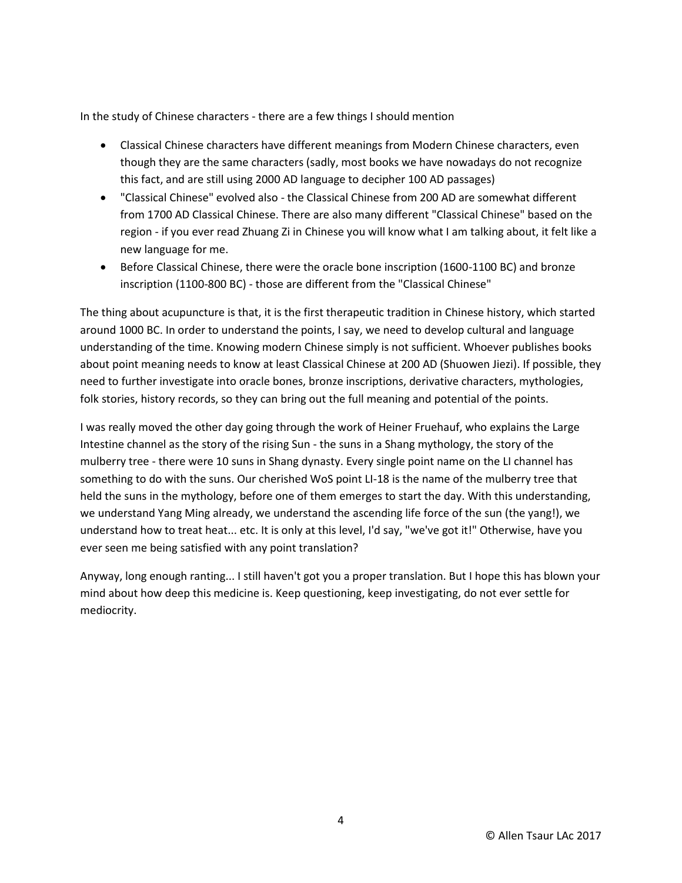In the study of Chinese characters - there are a few things I should mention

- Classical Chinese characters have different meanings from Modern Chinese characters, even though they are the same characters (sadly, most books we have nowadays do not recognize this fact, and are still using 2000 AD language to decipher 100 AD passages)
- "Classical Chinese" evolved also - the Classical Chinese from 200 AD are somewhat different from 1700 AD Classical Chinese. There are also many different "Classical Chinese" based on the region - if you ever read Zhuang Zi in Chinese you will know what I am talking about, it felt like a new language for me.
- Before Classical Chinese, there were the oracle bone inscription (1600-1100 BC) and bronze inscription (1100-800 BC) - those are different from the "Classical Chinese"

The thing about acupuncture is that, it is the first therapeutic tradition in Chinese history, which started around 1000 BC. In order to understand the points, I say, we need to develop cultural and language understanding of the time. Knowing modern Chinese simply is not sufficient. Whoever publishes books about point meaning needs to know at least Classical Chinese at 200 AD (Shuowen Jiezi). If possible, they need to further investigate into oracle bones, bronze inscriptions, derivative characters, mythologies, folk stories, history records, so they can bring out the full meaning and potential of the points.

I was really moved the other day going through the work of Heiner Fruehauf, who explains the Large Intestine channel as the story of the rising Sun - the suns in a Shang mythology, the story of the mulberry tree - there were 10 suns in Shang dynasty. Every single point name on the LI channel has something to do with the suns. Our cherished WoS point LI-18 is the name of the mulberry tree that held the suns in the mythology, before one of them emerges to start the day. With this understanding, we understand Yang Ming already, we understand the ascending life force of the sun (the yang!), we understand how to treat heat... etc. It is only at this level, I'd say, "we've got it!" Otherwise, have you ever seen me being satisfied with any point translation?

Anyway, long enough ranting... I still haven't got you a proper translation. But I hope this has blown your mind about how deep this medicine is. Keep questioning, keep investigating, do not ever settle for mediocrity.

© Allen Tsaur LAc 2017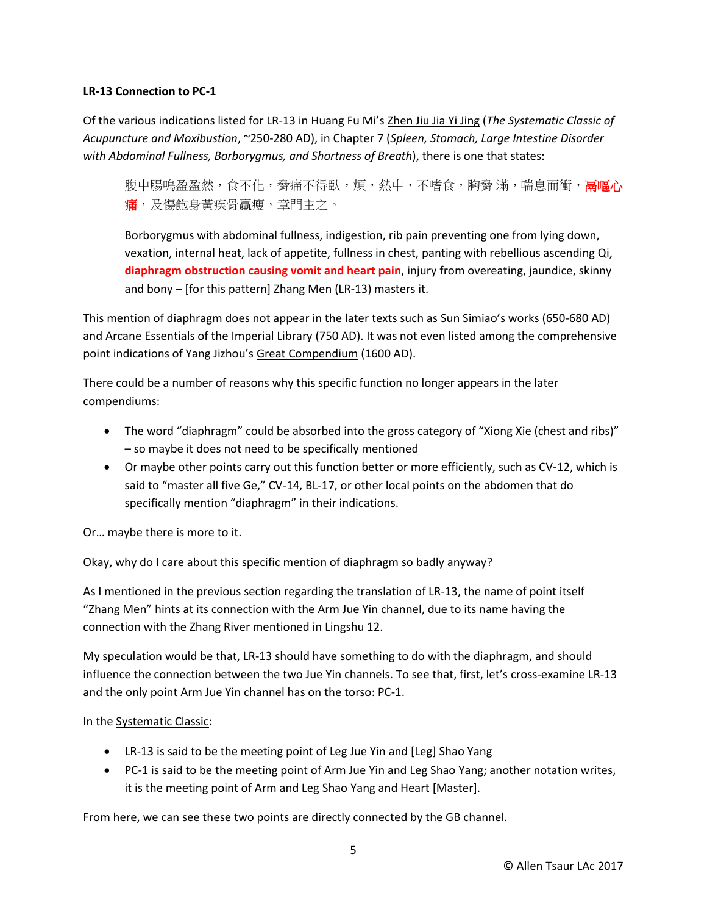**LR-13 Connection to PC-1**

Of the various indications listed for LR-13 in Huang Fu Mi's Zhen Jiu Jia Yi Jing (*The Systematic Classic of Acupuncture and Moxibustion*, ~250-280 AD), in Chapter 7 (*Spleen, Stomach, Large Intestine Disorder with Abdominal Fullness, Borborygmus, and Shortness of Breath*), there is one that states:

> 腹中腸鳴盈盈然，食不化，脅痛不得臥，煩，熱中，不嗜食，胸脅 滿，喘息而衝，**鬲嘔心痛**，及傷飽身黃疾骨羸瘦，章門主之。
>
> Borborygmus with abdominal fullness, indigestion, rib pain preventing one from lying down, vexation, internal heat, lack of appetite, fullness in chest, panting with rebellious ascending Qi, **diaphragm obstruction causing vomit and heart pain**, injury from overeating, jaundice, skinny and bony – [for this pattern] Zhang Men (LR-13) masters it.

This mention of diaphragm does not appear in the later texts such as Sun Simiao's works (650-680 AD) and Arcane Essentials of the Imperial Library (750 AD). It was not even listed among the comprehensive point indications of Yang Jizhou's Great Compendium (1600 AD).

There could be a number of reasons why this specific function no longer appears in the later compendiums:

- The word "diaphragm" could be absorbed into the gross category of "Xiong Xie (chest and ribs)" – so maybe it does not need to be specifically mentioned
- Or maybe other points carry out this function better or more efficiently, such as CV-12, which is said to "master all five Ge," CV-14, BL-17, or other local points on the abdomen that do specifically mention "diaphragm" in their indications.

Or… maybe there is more to it.

Okay, why do I care about this specific mention of diaphragm so badly anyway?

As I mentioned in the previous section regarding the translation of LR-13, the name of point itself "Zhang Men" hints at its connection with the Arm Jue Yin channel, due to its name having the connection with the Zhang River mentioned in Lingshu 12.

My speculation would be that, LR-13 should have something to do with the diaphragm, and should influence the connection between the two Jue Yin channels. To see that, first, let's cross-examine LR-13 and the only point Arm Jue Yin channel has on the torso: PC-1.

In the Systematic Classic:

- LR-13 is said to be the meeting point of Leg Jue Yin and [Leg] Shao Yang
- PC-1 is said to be the meeting point of Arm Jue Yin and Leg Shao Yang; another notation writes, it is the meeting point of Arm and Leg Shao Yang and Heart [Master].

From here, we can see these two points are directly connected by the GB channel.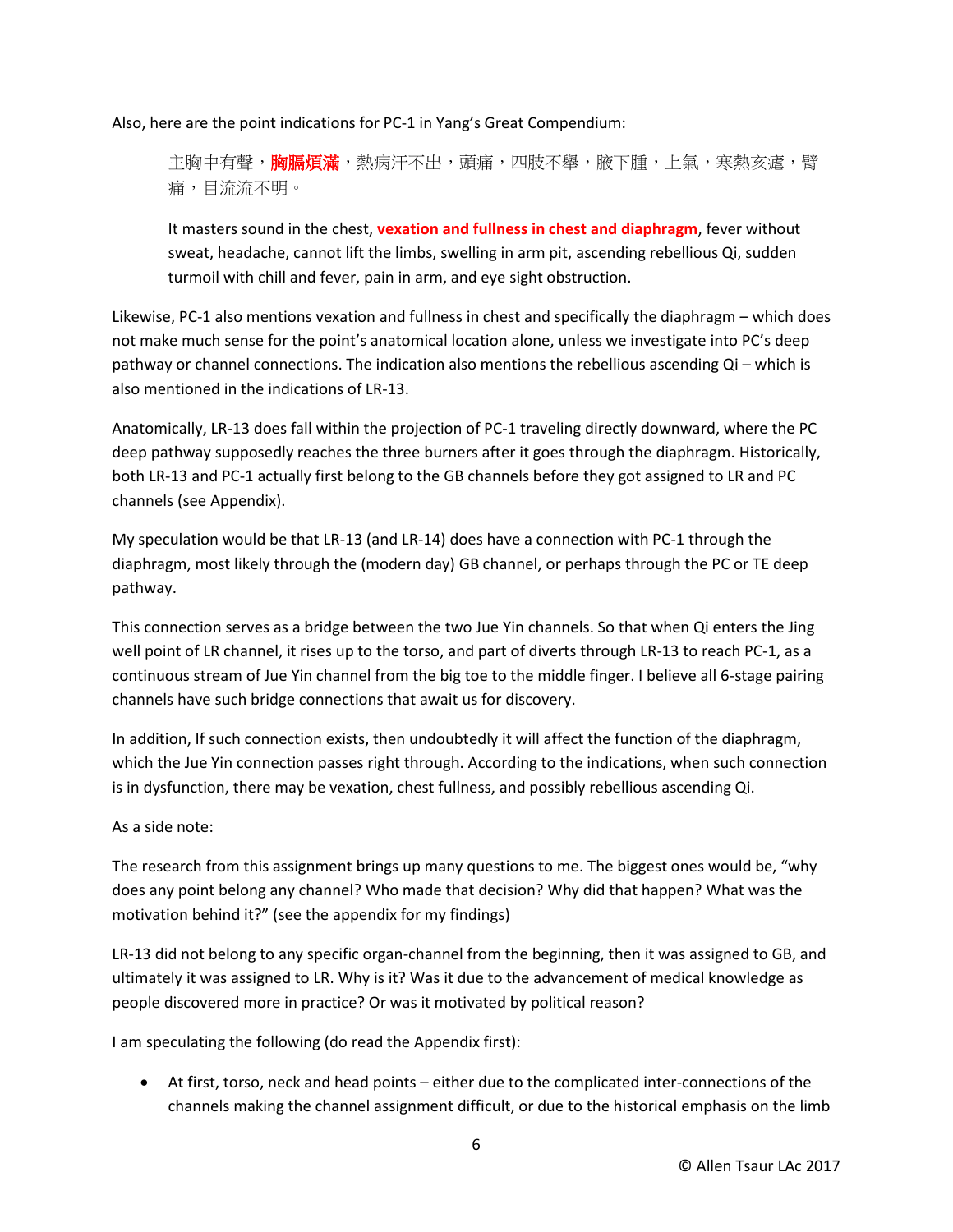Also, here are the point indications for PC-1 in Yang's Great Compendium:

> 主胸中有聲，**胸膈煩滿**，熱病汗不出，頭痛，四肢不舉，腋下腫，上氣，寒熱亥瘧，臂痛，目流流不明。
>
> It masters sound in the chest, **vexation and fullness in chest and diaphragm**, fever without sweat, headache, cannot lift the limbs, swelling in arm pit, ascending rebellious Qi, sudden turmoil with chill and fever, pain in arm, and eye sight obstruction.

Likewise, PC-1 also mentions vexation and fullness in chest and specifically the diaphragm – which does not make much sense for the point's anatomical location alone, unless we investigate into PC's deep pathway or channel connections. The indication also mentions the rebellious ascending Qi – which is also mentioned in the indications of LR-13.

Anatomically, LR-13 does fall within the projection of PC-1 traveling directly downward, where the PC deep pathway supposedly reaches the three burners after it goes through the diaphragm. Historically, both LR-13 and PC-1 actually first belong to the GB channels before they got assigned to LR and PC channels (see Appendix).

My speculation would be that LR-13 (and LR-14) does have a connection with PC-1 through the diaphragm, most likely through the (modern day) GB channel, or perhaps through the PC or TE deep pathway.

This connection serves as a bridge between the two Jue Yin channels. So that when Qi enters the Jing well point of LR channel, it rises up to the torso, and part of diverts through LR-13 to reach PC-1, as a continuous stream of Jue Yin channel from the big toe to the middle finger. I believe all 6-stage pairing channels have such bridge connections that await us for discovery.

In addition, If such connection exists, then undoubtedly it will affect the function of the diaphragm, which the Jue Yin connection passes right through. According to the indications, when such connection is in dysfunction, there may be vexation, chest fullness, and possibly rebellious ascending Qi.

As a side note:

The research from this assignment brings up many questions to me. The biggest ones would be, "why does any point belong any channel? Who made that decision? Why did that happen? What was the motivation behind it?" (see the appendix for my findings)

LR-13 did not belong to any specific organ-channel from the beginning, then it was assigned to GB, and ultimately it was assigned to LR. Why is it? Was it due to the advancement of medical knowledge as people discovered more in practice? Or was it motivated by political reason?

I am speculating the following (do read the Appendix first):

- At first, torso, neck and head points – either due to the complicated inter-connections of the channels making the channel assignment difficult, or due to the historical emphasis on the limb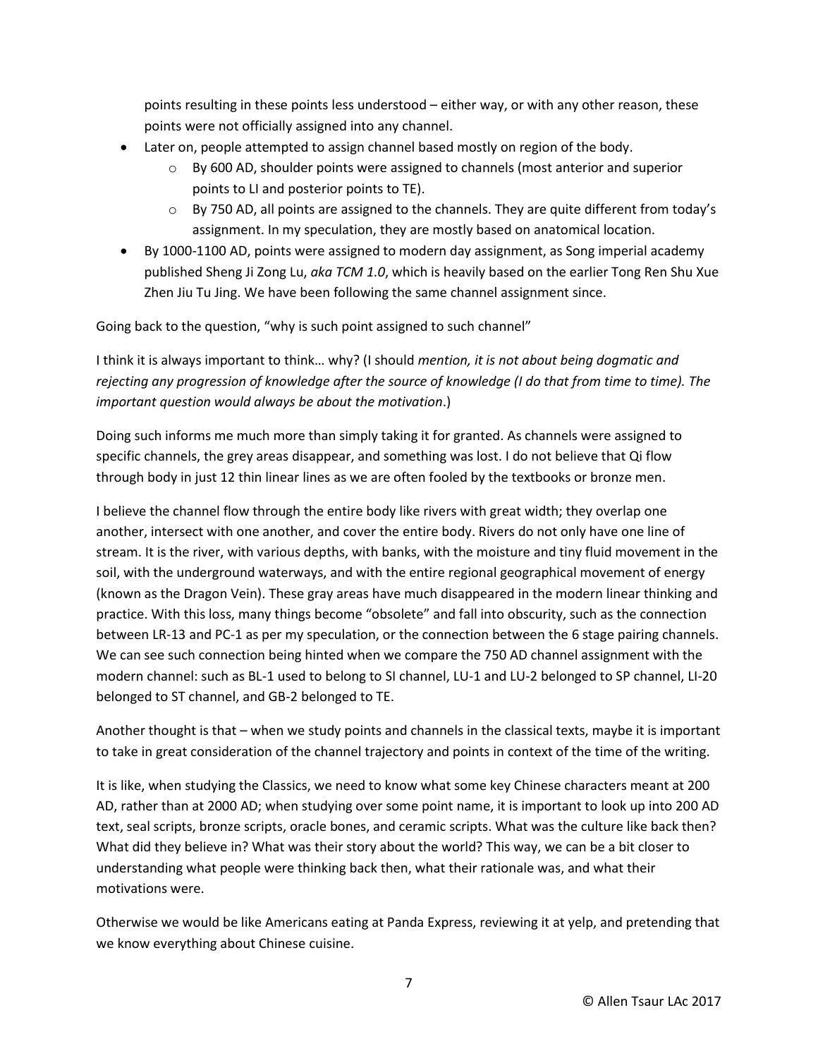points resulting in these points less understood – either way, or with any other reason, these points were not officially assigned into any channel.

- Later on, people attempted to assign channel based mostly on region of the body.
    - By 600 AD, shoulder points were assigned to channels (most anterior and superior points to LI and posterior points to TE).
    - By 750 AD, all points are assigned to the channels. They are quite different from today's assignment. In my speculation, they are mostly based on anatomical location.
- By 1000-1100 AD, points were assigned to modern day assignment, as Song imperial academy published Sheng Ji Zong Lu, *aka TCM 1.0*, which is heavily based on the earlier Tong Ren Shu Xue Zhen Jiu Tu Jing. We have been following the same channel assignment since.

Going back to the question, "why is such point assigned to such channel"

I think it is always important to think… why? (I should *mention, it is not about being dogmatic and rejecting any progression of knowledge after the source of knowledge (I do that from time to time). The important question would always be about the motivation*.)

Doing such informs me much more than simply taking it for granted. As channels were assigned to specific channels, the grey areas disappear, and something was lost. I do not believe that Qi flow through body in just 12 thin linear lines as we are often fooled by the textbooks or bronze men.

I believe the channel flow through the entire body like rivers with great width; they overlap one another, intersect with one another, and cover the entire body. Rivers do not only have one line of stream. It is the river, with various depths, with banks, with the moisture and tiny fluid movement in the soil, with the underground waterways, and with the entire regional geographical movement of energy (known as the Dragon Vein). These gray areas have much disappeared in the modern linear thinking and practice. With this loss, many things become "obsolete" and fall into obscurity, such as the connection between LR-13 and PC-1 as per my speculation, or the connection between the 6 stage pairing channels. We can see such connection being hinted when we compare the 750 AD channel assignment with the modern channel: such as BL-1 used to belong to SI channel, LU-1 and LU-2 belonged to SP channel, LI-20 belonged to ST channel, and GB-2 belonged to TE.

Another thought is that – when we study points and channels in the classical texts, maybe it is important to take in great consideration of the channel trajectory and points in context of the time of the writing.

It is like, when studying the Classics, we need to know what some key Chinese characters meant at 200 AD, rather than at 2000 AD; when studying over some point name, it is important to look up into 200 AD text, seal scripts, bronze scripts, oracle bones, and ceramic scripts. What was the culture like back then? What did they believe in? What was their story about the world? This way, we can be a bit closer to understanding what people were thinking back then, what their rationale was, and what their motivations were.

Otherwise we would be like Americans eating at Panda Express, reviewing it at yelp, and pretending that we know everything about Chinese cuisine.

© Allen Tsaur LAc 2017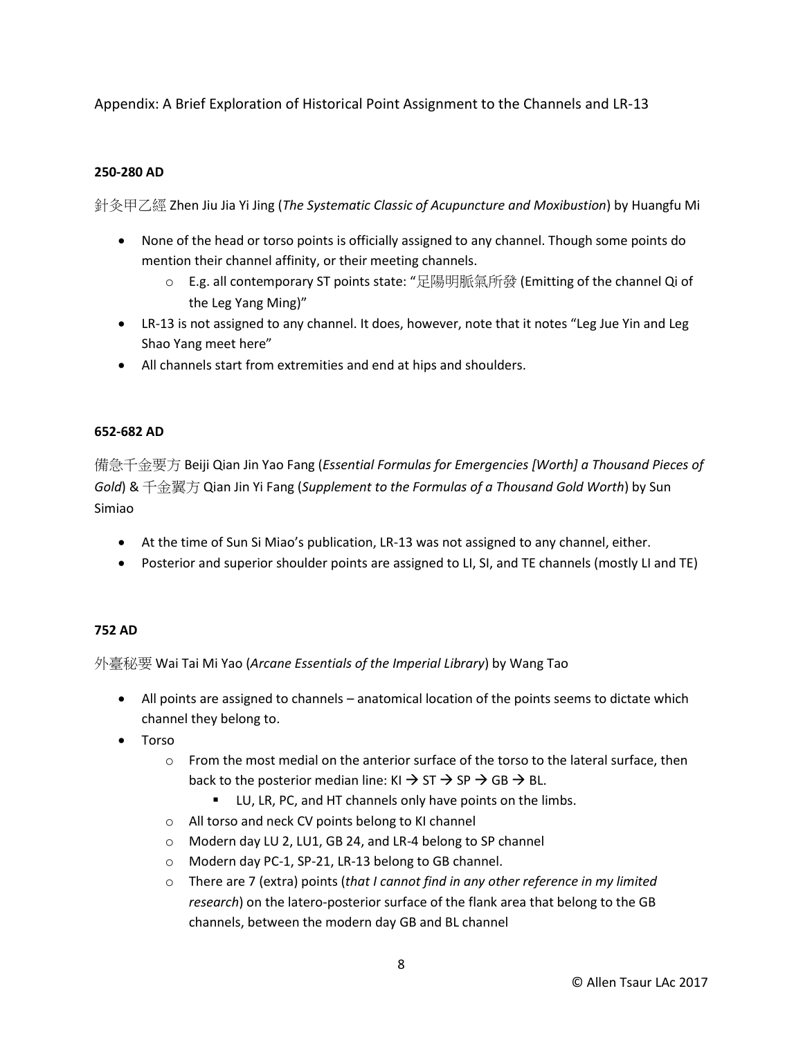## Appendix: A Brief Exploration of Historical Point Assignment to the Channels and LR-13

**250-280 AD**

針灸甲乙經 Zhen Jiu Jia Yi Jing (*The Systematic Classic of Acupuncture and Moxibustion*) by Huangfu Mi

- None of the head or torso points is officially assigned to any channel. Though some points do mention their channel affinity, or their meeting channels.
  - E.g. all contemporary ST points state: "足陽明脈氣所發 (Emitting of the channel Qi of the Leg Yang Ming)"
- LR-13 is not assigned to any channel. It does, however, note that it notes "Leg Jue Yin and Leg Shao Yang meet here"
- All channels start from extremities and end at hips and shoulders.

**652-682 AD**

備急千金要方 Beiji Qian Jin Yao Fang (*Essential Formulas for Emergencies [Worth] a Thousand Pieces of Gold*) & 千金翼方 Qian Jin Yi Fang (*Supplement to the Formulas of a Thousand Gold Worth*) by Sun Simiao

- At the time of Sun Si Miao's publication, LR-13 was not assigned to any channel, either.
- Posterior and superior shoulder points are assigned to LI, SI, and TE channels (mostly LI and TE)

**752 AD**

外臺秘要 Wai Tai Mi Yao (*Arcane Essentials of the Imperial Library*) by Wang Tao

- All points are assigned to channels – anatomical location of the points seems to dictate which channel they belong to.
- Torso
  - From the most medial on the anterior surface of the torso to the lateral surface, then back to the posterior median line: KI → ST → SP → GB → BL.
    - LU, LR, PC, and HT channels only have points on the limbs.
  - All torso and neck CV points belong to KI channel
  - Modern day LU 2, LU1, GB 24, and LR-4 belong to SP channel
  - Modern day PC-1, SP-21, LR-13 belong to GB channel.
  - There are 7 (extra) points (*that I cannot find in any other reference in my limited research*) on the latero-posterior surface of the flank area that belong to the GB channels, between the modern day GB and BL channel

© Allen Tsaur LAc 2017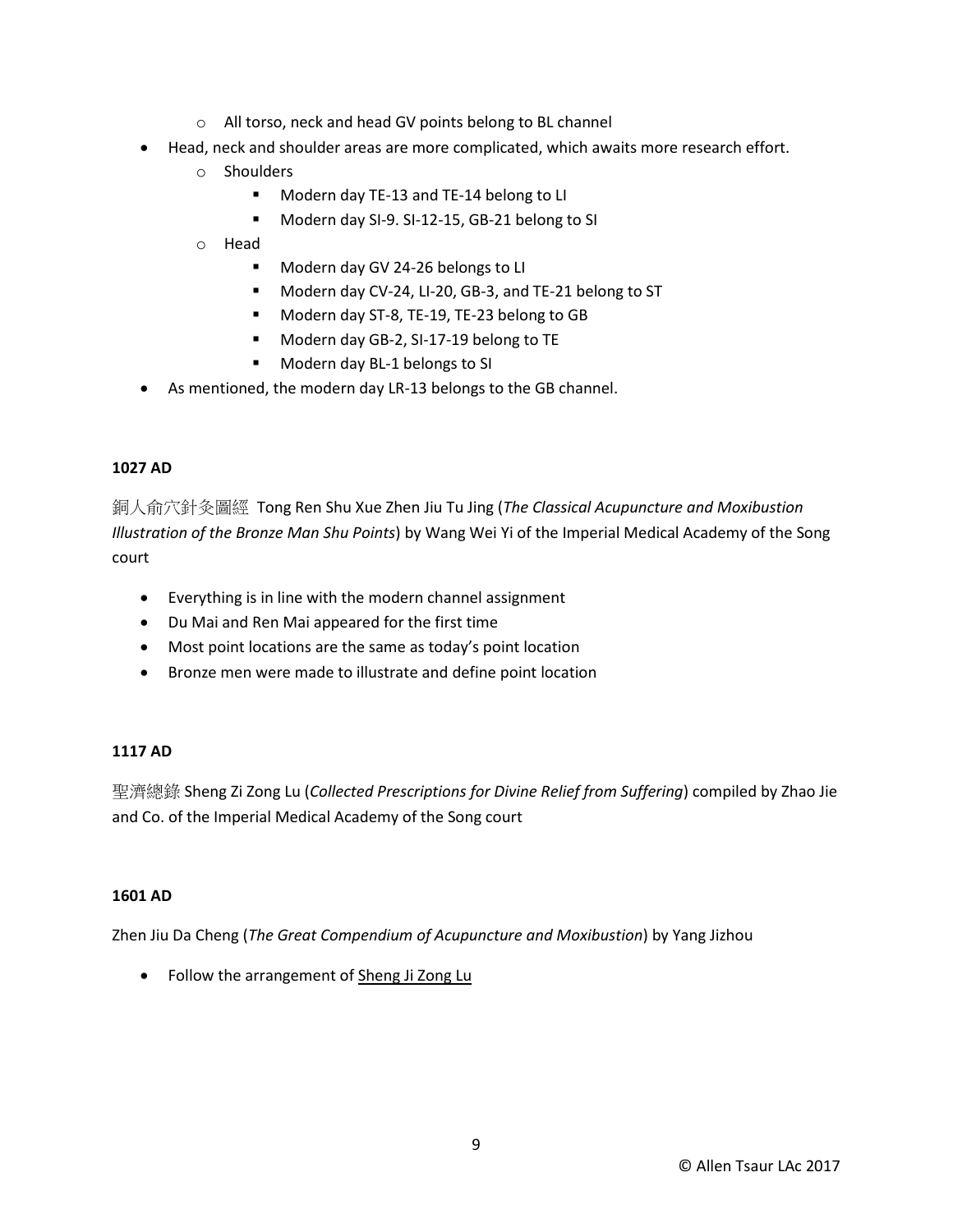- All torso, neck and head GV points belong to BL channel
- Head, neck and shoulder areas are more complicated, which awaits more research effort.
  - Shoulders
    - Modern day TE-13 and TE-14 belong to LI
    - Modern day SI-9. SI-12-15, GB-21 belong to SI
  - Head
    - Modern day GV 24-26 belongs to LI
    - Modern day CV-24, LI-20, GB-3, and TE-21 belong to ST
    - Modern day ST-8, TE-19, TE-23 belong to GB
    - Modern day GB-2, SI-17-19 belong to TE
    - Modern day BL-1 belongs to SI
- As mentioned, the modern day LR-13 belongs to the GB channel.

**1027 AD**

銅人俞穴針灸圖經 Tong Ren Shu Xue Zhen Jiu Tu Jing (*The Classical Acupuncture and Moxibustion Illustration of the Bronze Man Shu Points*) by Wang Wei Yi of the Imperial Medical Academy of the Song court

- Everything is in line with the modern channel assignment
- Du Mai and Ren Mai appeared for the first time
- Most point locations are the same as today's point location
- Bronze men were made to illustrate and define point location

**1117 AD**

聖濟總錄 Sheng Zi Zong Lu (*Collected Prescriptions for Divine Relief from Suffering*) compiled by Zhao Jie and Co. of the Imperial Medical Academy of the Song court

**1601 AD**

Zhen Jiu Da Cheng (*The Great Compendium of Acupuncture and Moxibustion*) by Yang Jizhou

- Follow the arrangement of Sheng Ji Zong Lu

© Allen Tsaur LAc 2017